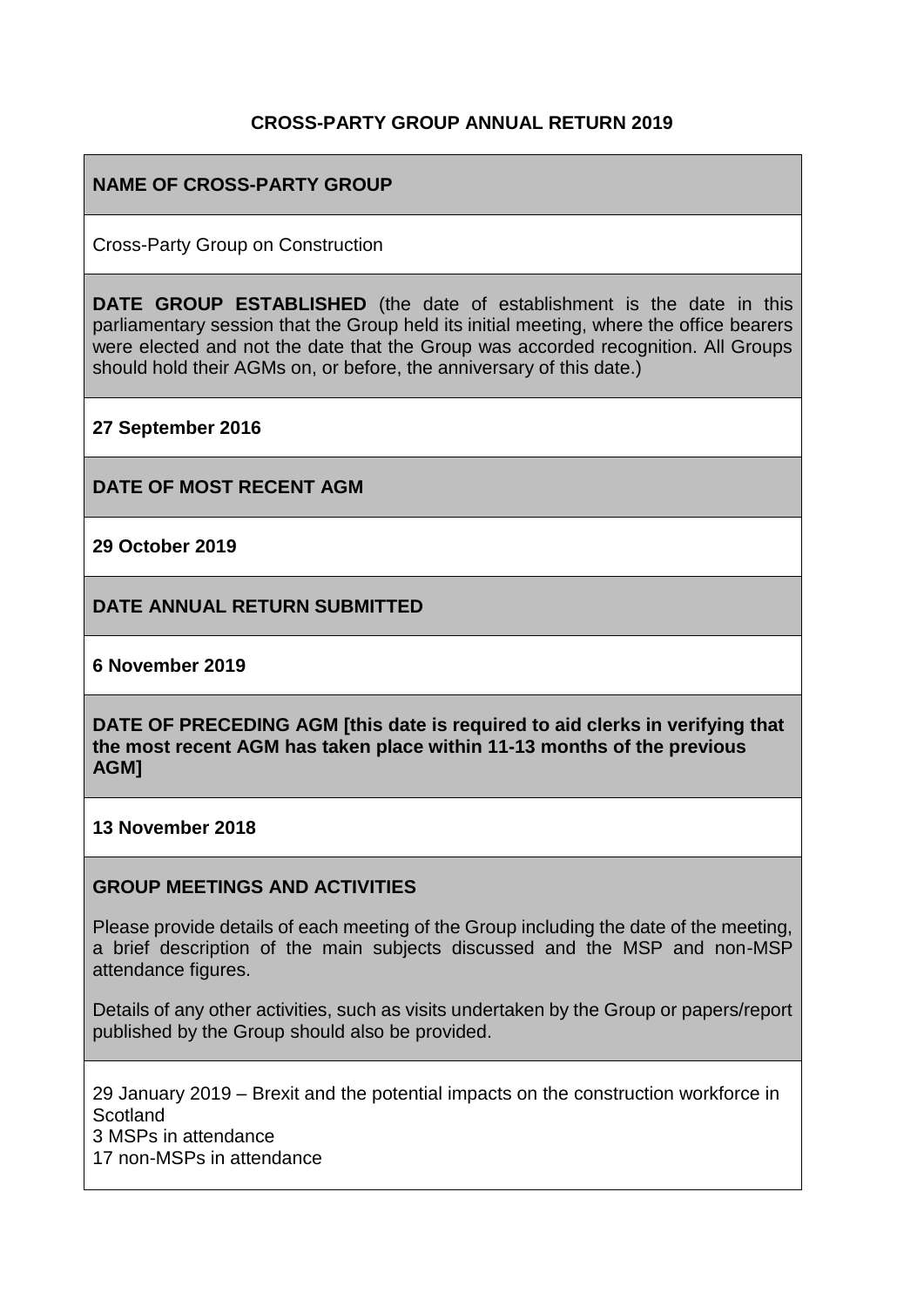# CROSS-PARTY GROUP ANNUAL RETURN 2019

## NAME OF CROSS-PARTY GROUP

Cross-Party Group on Construction

**DATE GROUP ESTABLISHED** (the date of establishment is the date in this parliamentary session that the Group held its initial meeting, where the office bearers were elected and not the date that the Group was accorded recognition. All Groups should hold their AGMs on, or before, the anniversary of this date.)

**27 September 2016**

## DATE OF MOST RECENT AGM

**29 October 2019**

## DATE ANNUAL RETURN SUBMITTED

**6 November 2019**

**DATE OF PRECEDING AGM [this date is required to aid clerks in verifying that the most recent AGM has taken place within 11-13 months of the previous AGM]**

**13 November 2018**

## GROUP MEETINGS AND ACTIVITIES

Please provide details of each meeting of the Group including the date of the meeting, a brief description of the main subjects discussed and the MSP and non-MSP attendance figures.

Details of any other activities, such as visits undertaken by the Group or papers/report published by the Group should also be provided.

29 January 2019 – Brexit and the potential impacts on the construction workforce in Scotland
3 MSPs in attendance
17 non-MSPs in attendance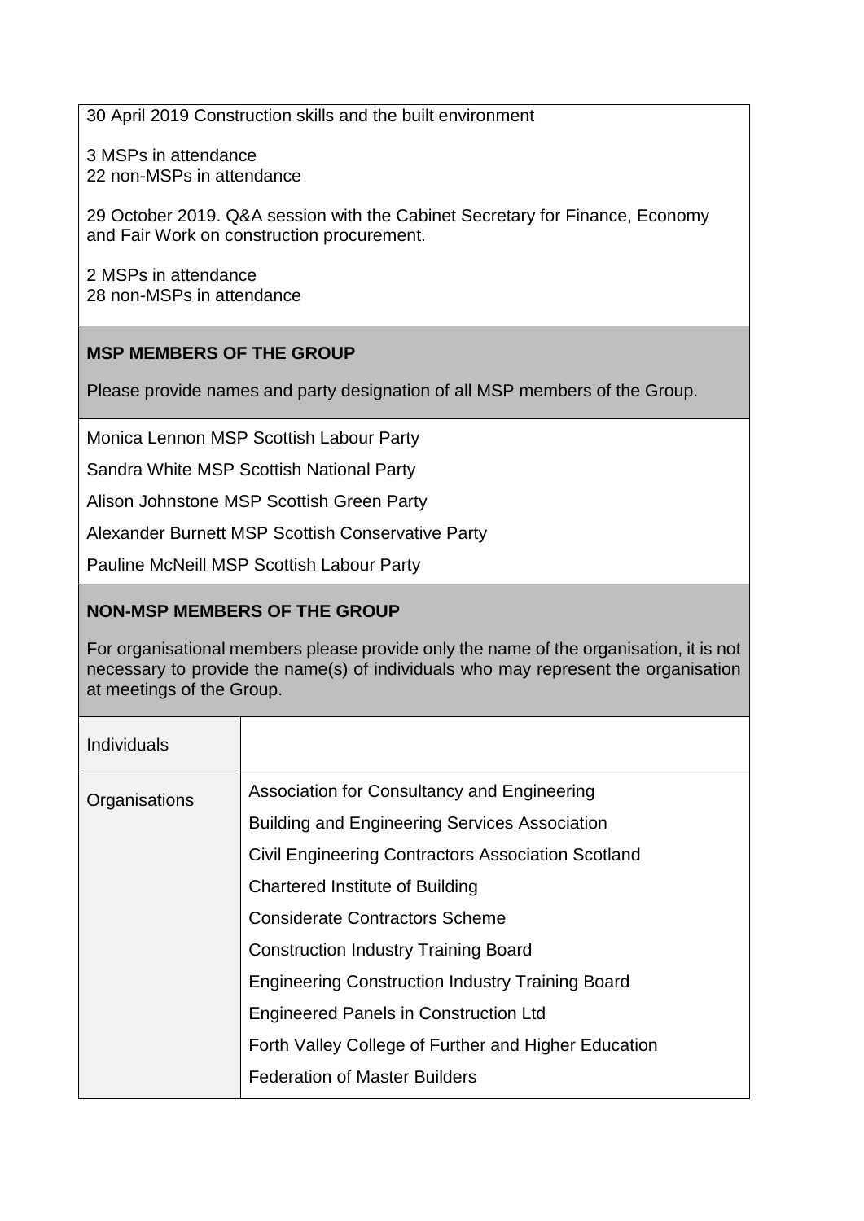30 April 2019 Construction skills and the built environment

3 MSPs in attendance
22 non-MSPs in attendance

29 October 2019. Q&A session with the Cabinet Secretary for Finance, Economy and Fair Work on construction procurement.

2 MSPs in attendance
28 non-MSPs in attendance

### MSP MEMBERS OF THE GROUP

Please provide names and party designation of all MSP members of the Group.

Monica Lennon MSP Scottish Labour Party

Sandra White MSP Scottish National Party

Alison Johnstone MSP Scottish Green Party

Alexander Burnett MSP Scottish Conservative Party

Pauline McNeill MSP Scottish Labour Party

### NON-MSP MEMBERS OF THE GROUP

For organisational members please provide only the name of the organisation, it is not necessary to provide the name(s) of individuals who may represent the organisation at meetings of the Group.

| | |
|---|---|
| Individuals | |
| Organisations | Association for Consultancy and Engineering |
| | Building and Engineering Services Association |
| | Civil Engineering Contractors Association Scotland |
| | Chartered Institute of Building |
| | Considerate Contractors Scheme |
| | Construction Industry Training Board |
| | Engineering Construction Industry Training Board |
| | Engineered Panels in Construction Ltd |
| | Forth Valley College of Further and Higher Education |
| | Federation of Master Builders |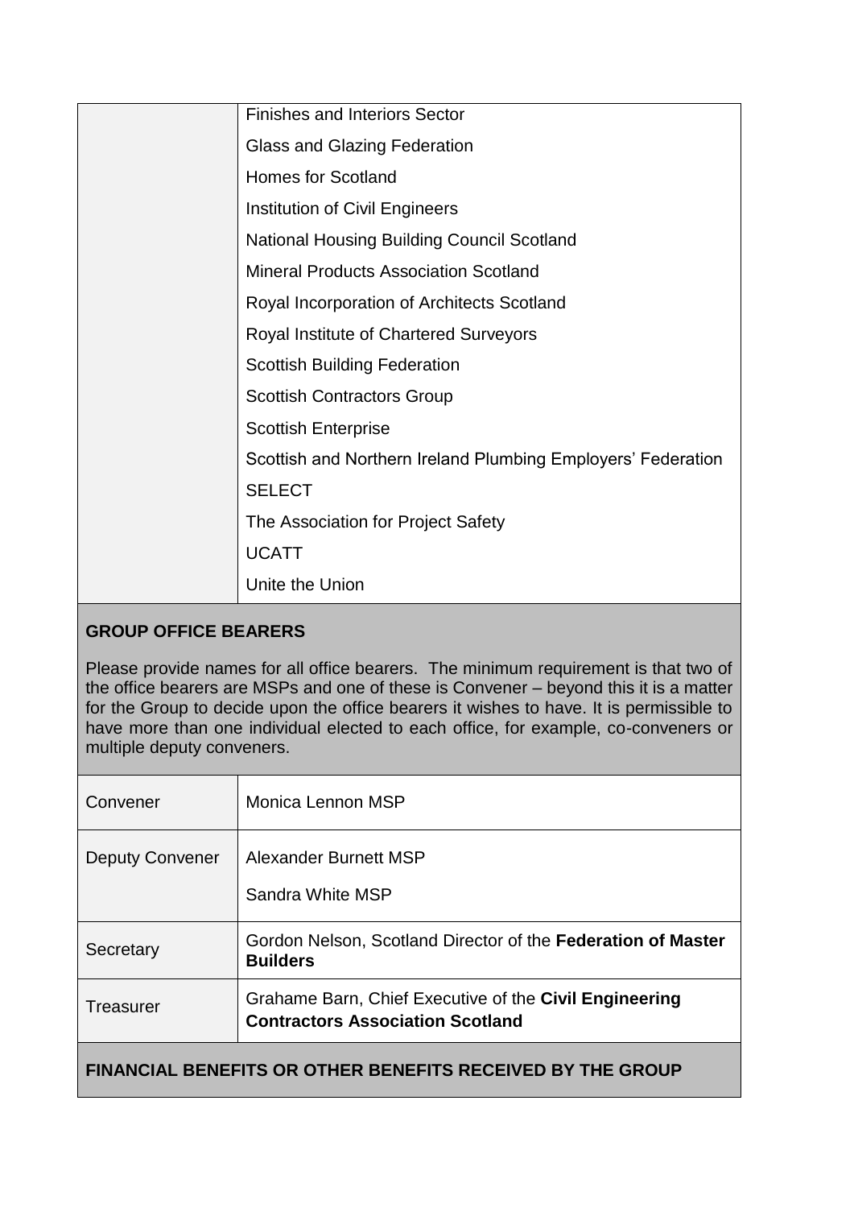| | |
|---|---|
| | Finishes and Interiors Sector<br>Glass and Glazing Federation<br>Homes for Scotland<br>Institution of Civil Engineers<br>National Housing Building Council Scotland<br>Mineral Products Association Scotland<br>Royal Incorporation of Architects Scotland<br>Royal Institute of Chartered Surveyors<br>Scottish Building Federation<br>Scottish Contractors Group<br>Scottish Enterprise<br>Scottish and Northern Ireland Plumbing Employers' Federation<br>SELECT<br>The Association for Project Safety<br>UCATT<br>Unite the Union |

**GROUP OFFICE BEARERS**

Please provide names for all office bearers. The minimum requirement is that two of the office bearers are MSPs and one of these is Convener – beyond this it is a matter for the Group to decide upon the office bearers it wishes to have. It is permissible to have more than one individual elected to each office, for example, co-conveners or multiple deputy conveners.

| | |
|---|---|
| Convener | Monica Lennon MSP |
| Deputy Convener | Alexander Burnett MSP<br>Sandra White MSP |
| Secretary | Gordon Nelson, Scotland Director of the **Federation of Master Builders** |
| Treasurer | Grahame Barn, Chief Executive of the **Civil Engineering Contractors Association Scotland** |

**FINANCIAL BENEFITS OR OTHER BENEFITS RECEIVED BY THE GROUP**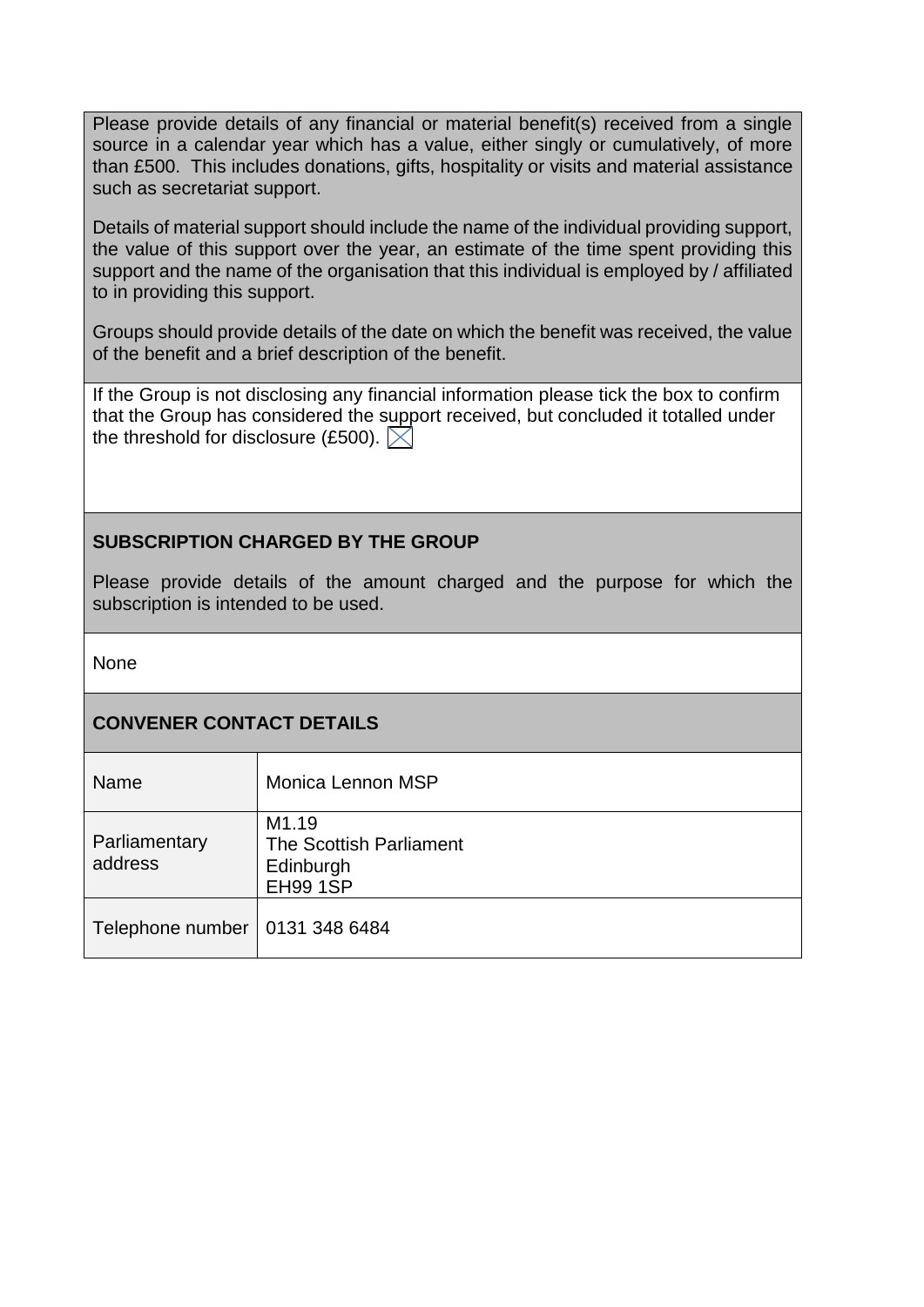Please provide details of any financial or material benefit(s) received from a single source in a calendar year which has a value, either singly or cumulatively, of more than £500. This includes donations, gifts, hospitality or visits and material assistance such as secretariat support.

Details of material support should include the name of the individual providing support, the value of this support over the year, an estimate of the time spent providing this support and the name of the organisation that this individual is employed by / affiliated to in providing this support.

Groups should provide details of the date on which the benefit was received, the value of the benefit and a brief description of the benefit.

If the Group is not disclosing any financial information please tick the box to confirm that the Group has considered the support received, but concluded it totalled under the threshold for disclosure (£500). ☒

## SUBSCRIPTION CHARGED BY THE GROUP

Please provide details of the amount charged and the purpose for which the subscription is intended to be used.

None

## CONVENER CONTACT DETAILS

| | |
|---|---|
| Name | Monica Lennon MSP |
| Parliamentary address | M1.19<br>The Scottish Parliament<br>Edinburgh<br>EH99 1SP |
| Telephone number | 0131 348 6484 |